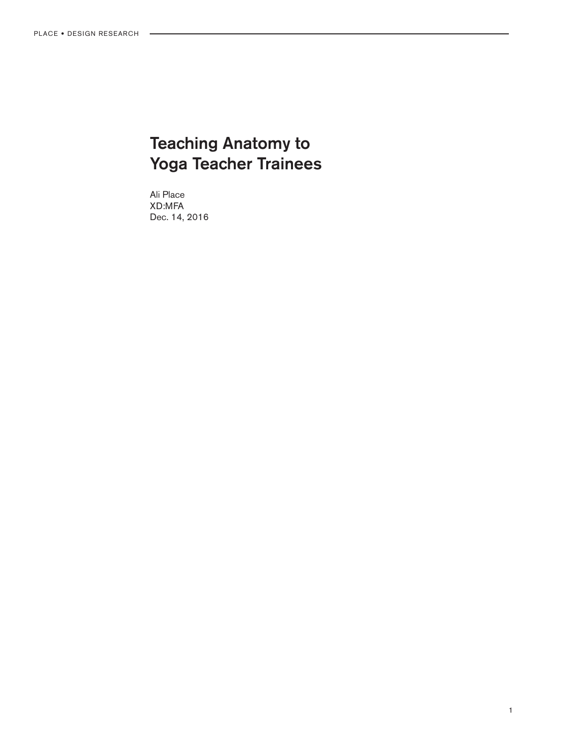# Teaching Anatomy to Yoga Teacher Trainees

Ali Place
XD:MFA
Dec. 14, 2016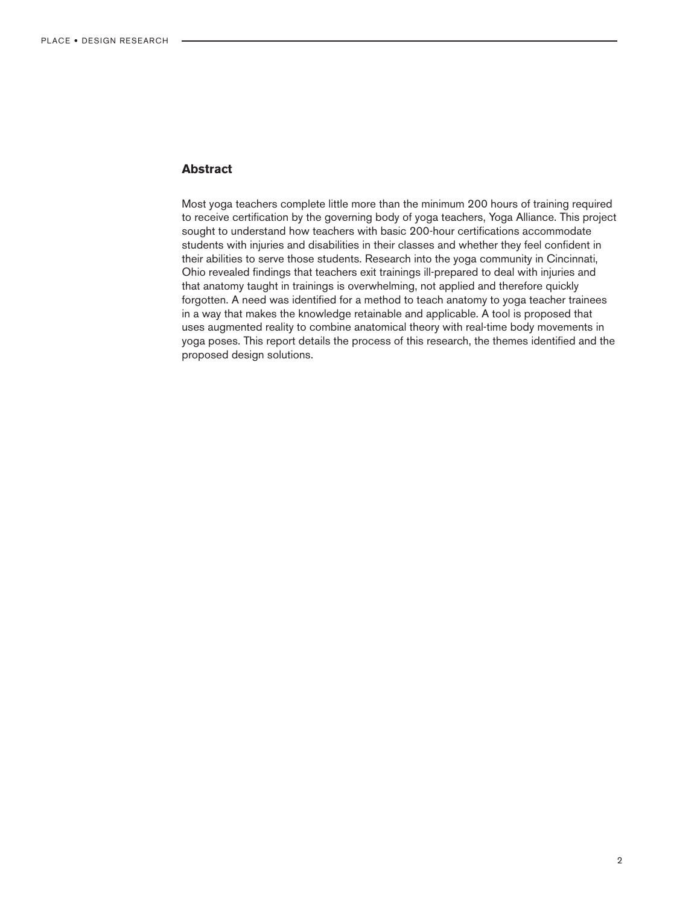## Abstract

Most yoga teachers complete little more than the minimum 200 hours of training required to receive certification by the governing body of yoga teachers, Yoga Alliance. This project sought to understand how teachers with basic 200-hour certifications accommodate students with injuries and disabilities in their classes and whether they feel confident in their abilities to serve those students. Research into the yoga community in Cincinnati, Ohio revealed findings that teachers exit trainings ill-prepared to deal with injuries and that anatomy taught in trainings is overwhelming, not applied and therefore quickly forgotten. A need was identified for a method to teach anatomy to yoga teacher trainees in a way that makes the knowledge retainable and applicable. A tool is proposed that uses augmented reality to combine anatomical theory with real-time body movements in yoga poses. This report details the process of this research, the themes identified and the proposed design solutions.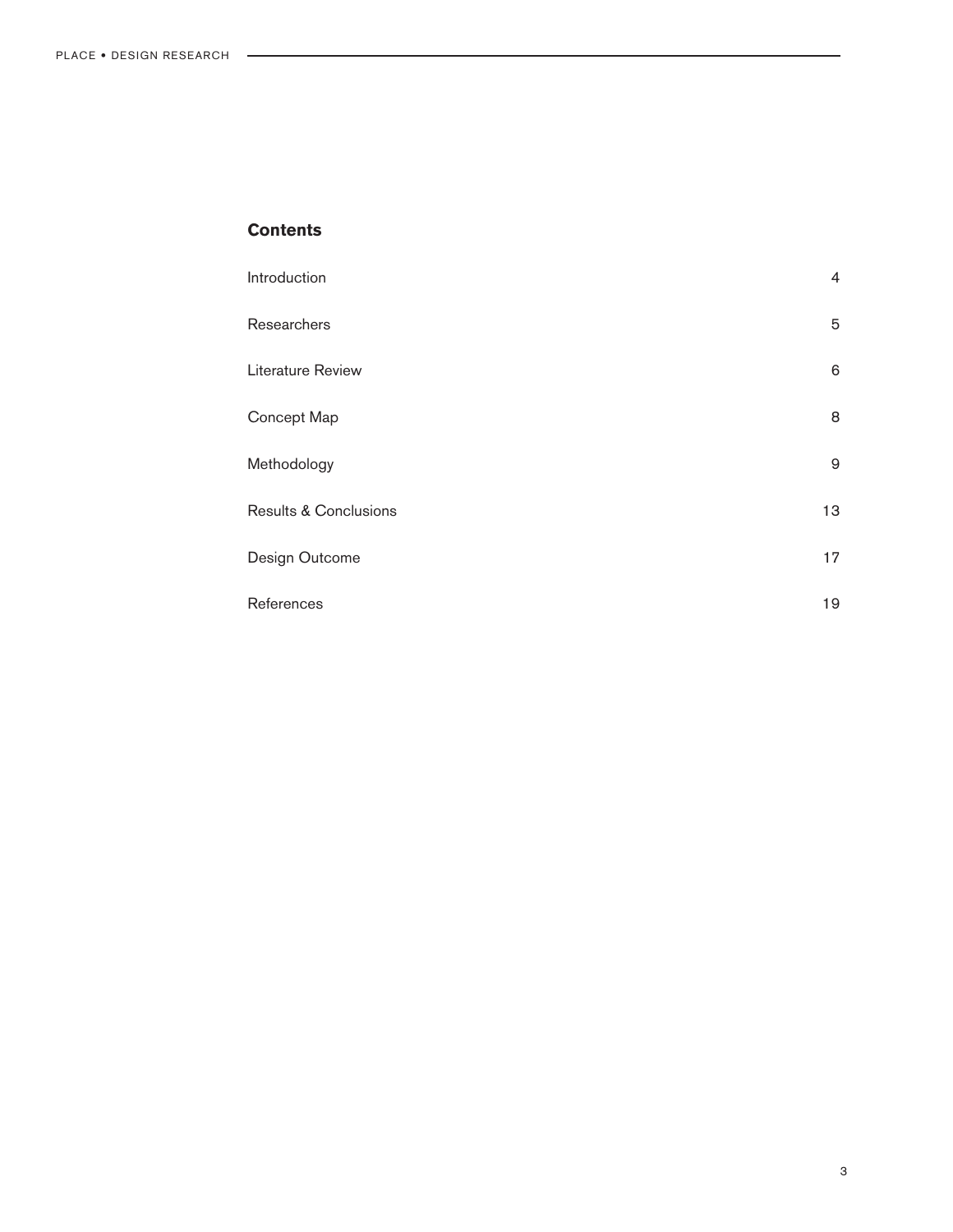## Contents

| | |
|---|---|
| Introduction | 4 |
| Researchers | 5 |
| Literature Review | 6 |
| Concept Map | 8 |
| Methodology | 9 |
| Results & Conclusions | 13 |
| Design Outcome | 17 |
| References | 19 |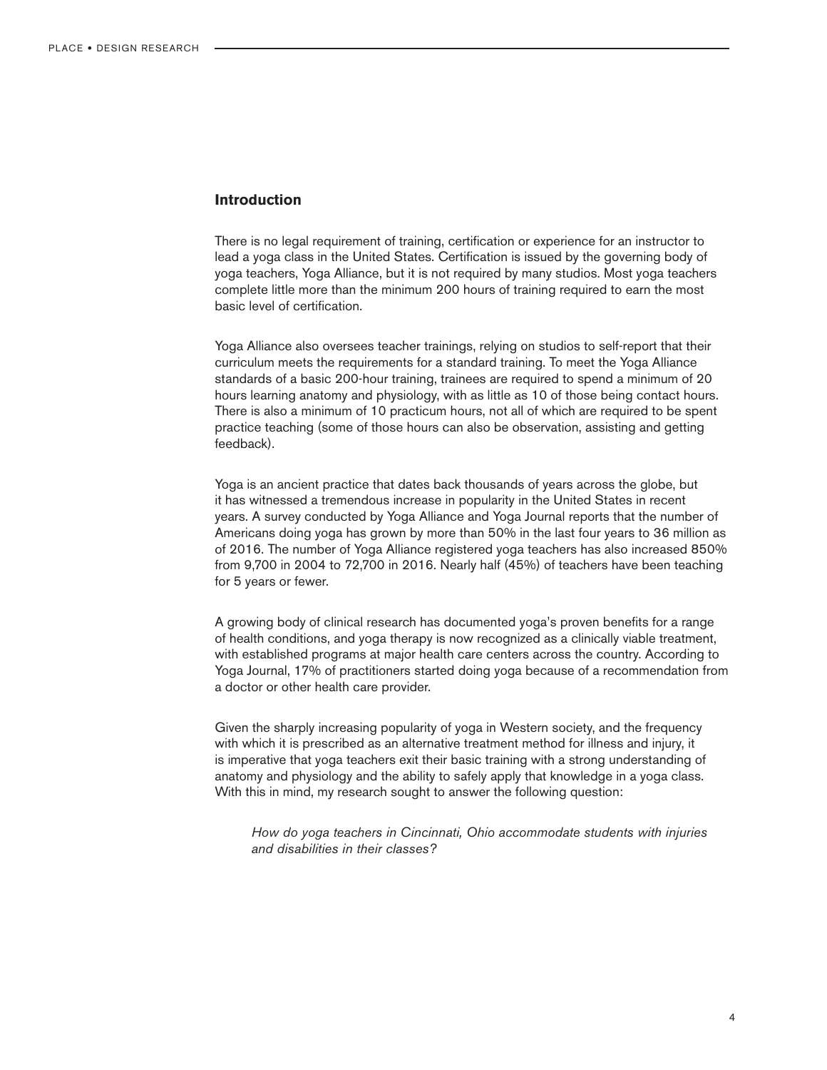## Introduction

There is no legal requirement of training, certification or experience for an instructor to lead a yoga class in the United States. Certification is issued by the governing body of yoga teachers, Yoga Alliance, but it is not required by many studios. Most yoga teachers complete little more than the minimum 200 hours of training required to earn the most basic level of certification.

Yoga Alliance also oversees teacher trainings, relying on studios to self-report that their curriculum meets the requirements for a standard training. To meet the Yoga Alliance standards of a basic 200-hour training, trainees are required to spend a minimum of 20 hours learning anatomy and physiology, with as little as 10 of those being contact hours. There is also a minimum of 10 practicum hours, not all of which are required to be spent practice teaching (some of those hours can also be observation, assisting and getting feedback).

Yoga is an ancient practice that dates back thousands of years across the globe, but it has witnessed a tremendous increase in popularity in the United States in recent years. A survey conducted by Yoga Alliance and Yoga Journal reports that the number of Americans doing yoga has grown by more than 50% in the last four years to 36 million as of 2016. The number of Yoga Alliance registered yoga teachers has also increased 850% from 9,700 in 2004 to 72,700 in 2016. Nearly half (45%) of teachers have been teaching for 5 years or fewer.

A growing body of clinical research has documented yoga's proven benefits for a range of health conditions, and yoga therapy is now recognized as a clinically viable treatment, with established programs at major health care centers across the country. According to Yoga Journal, 17% of practitioners started doing yoga because of a recommendation from a doctor or other health care provider.

Given the sharply increasing popularity of yoga in Western society, and the frequency with which it is prescribed as an alternative treatment method for illness and injury, it is imperative that yoga teachers exit their basic training with a strong understanding of anatomy and physiology and the ability to safely apply that knowledge in a yoga class. With this in mind, my research sought to answer the following question:

> *How do yoga teachers in Cincinnati, Ohio accommodate students with injuries and disabilities in their classes?*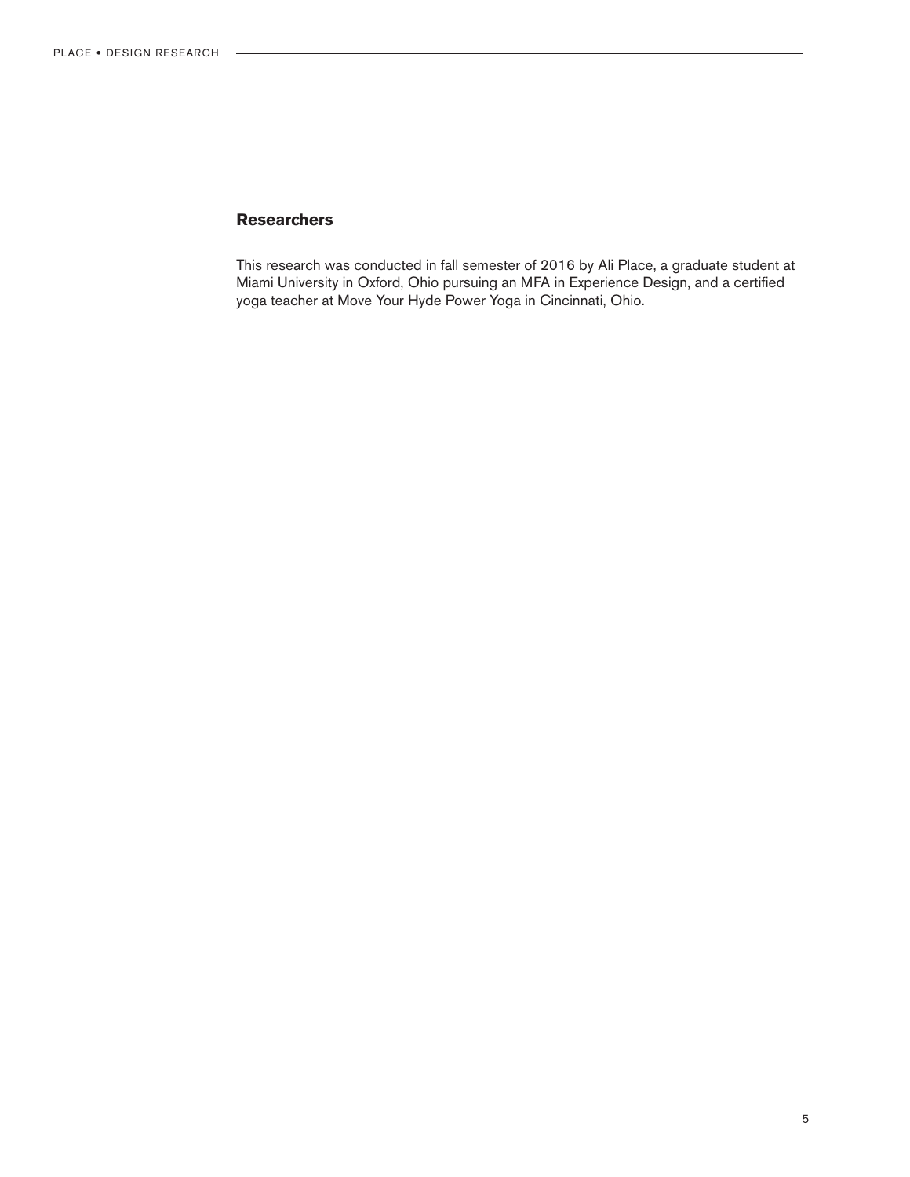## Researchers

This research was conducted in fall semester of 2016 by Ali Place, a graduate student at Miami University in Oxford, Ohio pursuing an MFA in Experience Design, and a certified yoga teacher at Move Your Hyde Power Yoga in Cincinnati, Ohio.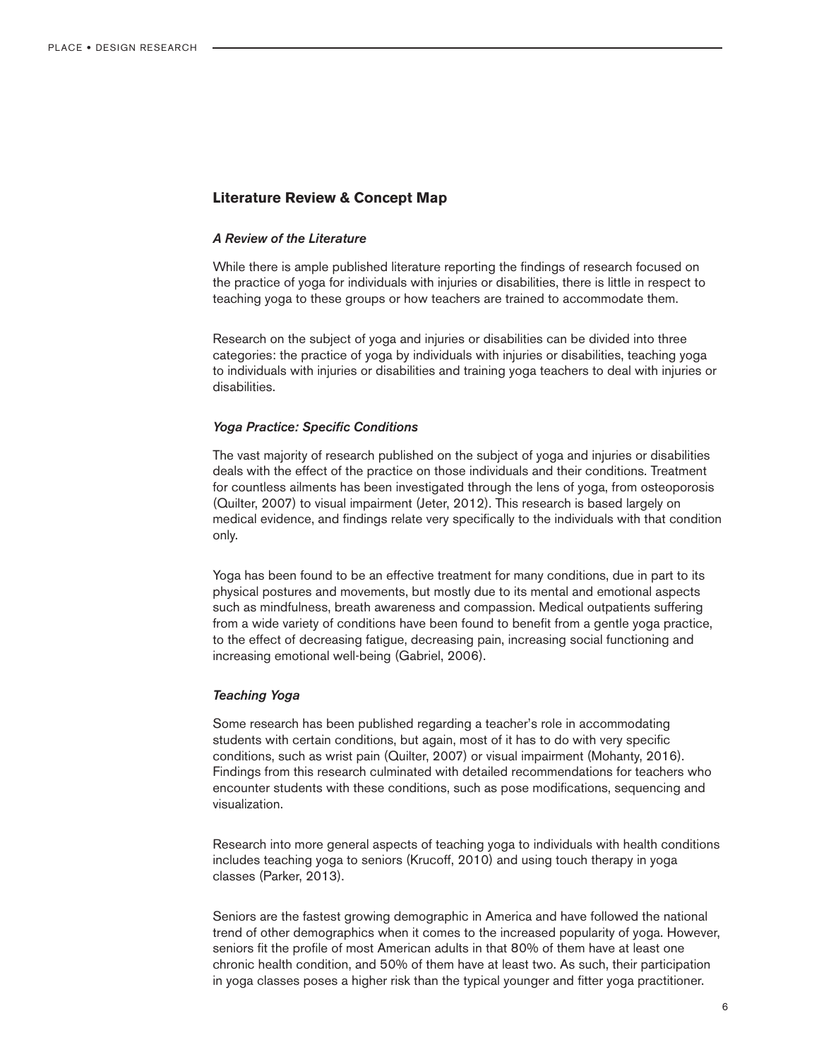## Literature Review & Concept Map

### *A Review of the Literature*

While there is ample published literature reporting the findings of research focused on the practice of yoga for individuals with injuries or disabilities, there is little in respect to teaching yoga to these groups or how teachers are trained to accommodate them.

Research on the subject of yoga and injuries or disabilities can be divided into three categories: the practice of yoga by individuals with injuries or disabilities, teaching yoga to individuals with injuries or disabilities and training yoga teachers to deal with injuries or disabilities.

### *Yoga Practice: Specific Conditions*

The vast majority of research published on the subject of yoga and injuries or disabilities deals with the effect of the practice on those individuals and their conditions. Treatment for countless ailments has been investigated through the lens of yoga, from osteoporosis (Quilter, 2007) to visual impairment (Jeter, 2012). This research is based largely on medical evidence, and findings relate very specifically to the individuals with that condition only.

Yoga has been found to be an effective treatment for many conditions, due in part to its physical postures and movements, but mostly due to its mental and emotional aspects such as mindfulness, breath awareness and compassion. Medical outpatients suffering from a wide variety of conditions have been found to benefit from a gentle yoga practice, to the effect of decreasing fatigue, decreasing pain, increasing social functioning and increasing emotional well-being (Gabriel, 2006).

### *Teaching Yoga*

Some research has been published regarding a teacher's role in accommodating students with certain conditions, but again, most of it has to do with very specific conditions, such as wrist pain (Quilter, 2007) or visual impairment (Mohanty, 2016). Findings from this research culminated with detailed recommendations for teachers who encounter students with these conditions, such as pose modifications, sequencing and visualization.

Research into more general aspects of teaching yoga to individuals with health conditions includes teaching yoga to seniors (Krucoff, 2010) and using touch therapy in yoga classes (Parker, 2013).

Seniors are the fastest growing demographic in America and have followed the national trend of other demographics when it comes to the increased popularity of yoga. However, seniors fit the profile of most American adults in that 80% of them have at least one chronic health condition, and 50% of them have at least two. As such, their participation in yoga classes poses a higher risk than the typical younger and fitter yoga practitioner.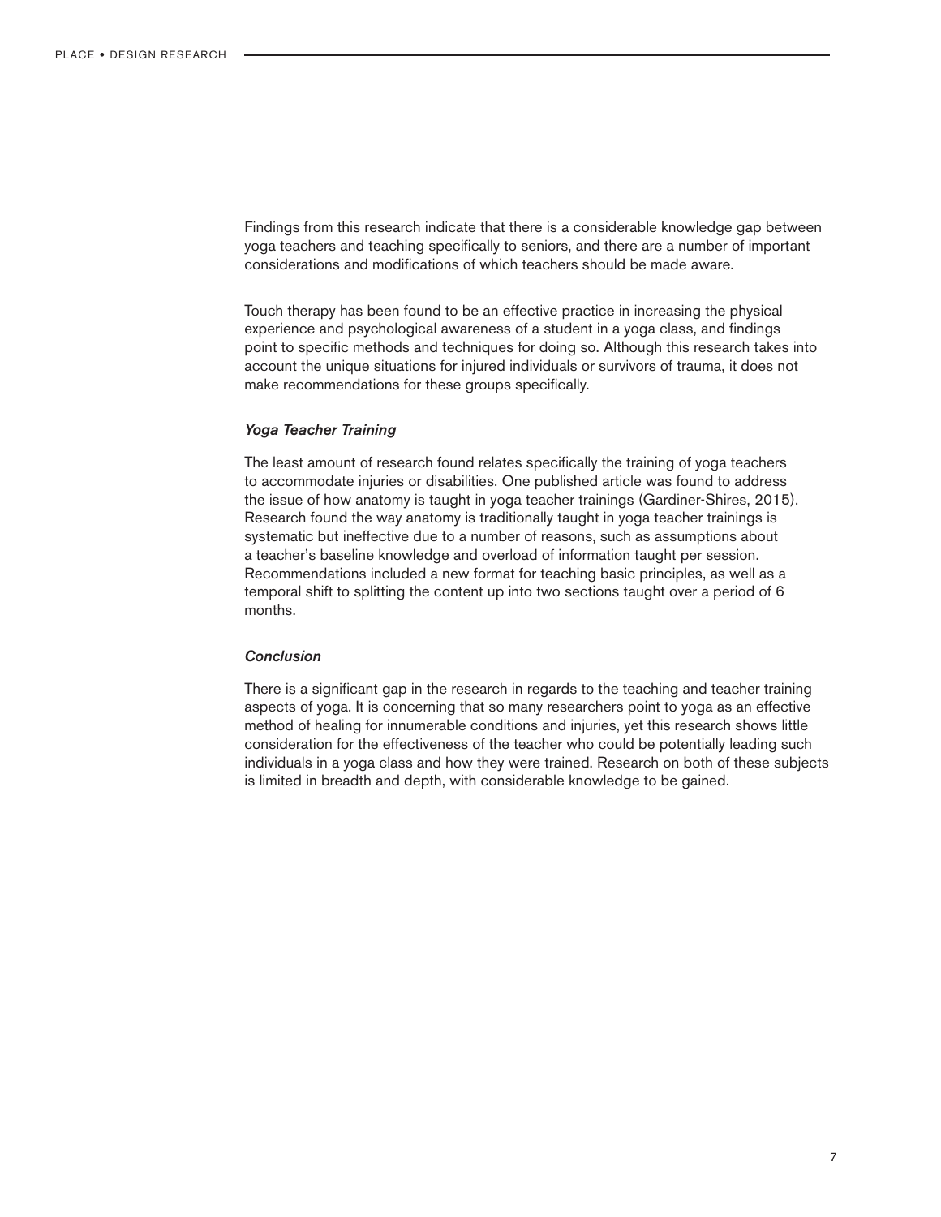Findings from this research indicate that there is a considerable knowledge gap between yoga teachers and teaching specifically to seniors, and there are a number of important considerations and modifications of which teachers should be made aware.

Touch therapy has been found to be an effective practice in increasing the physical experience and psychological awareness of a student in a yoga class, and findings point to specific methods and techniques for doing so. Although this research takes into account the unique situations for injured individuals or survivors of trauma, it does not make recommendations for these groups specifically.

### *Yoga Teacher Training*

The least amount of research found relates specifically the training of yoga teachers to accommodate injuries or disabilities. One published article was found to address the issue of how anatomy is taught in yoga teacher trainings (Gardiner-Shires, 2015). Research found the way anatomy is traditionally taught in yoga teacher trainings is systematic but ineffective due to a number of reasons, such as assumptions about a teacher's baseline knowledge and overload of information taught per session. Recommendations included a new format for teaching basic principles, as well as a temporal shift to splitting the content up into two sections taught over a period of 6 months.

### *Conclusion*

There is a significant gap in the research in regards to the teaching and teacher training aspects of yoga. It is concerning that so many researchers point to yoga as an effective method of healing for innumerable conditions and injuries, yet this research shows little consideration for the effectiveness of the teacher who could be potentially leading such individuals in a yoga class and how they were trained. Research on both of these subjects is limited in breadth and depth, with considerable knowledge to be gained.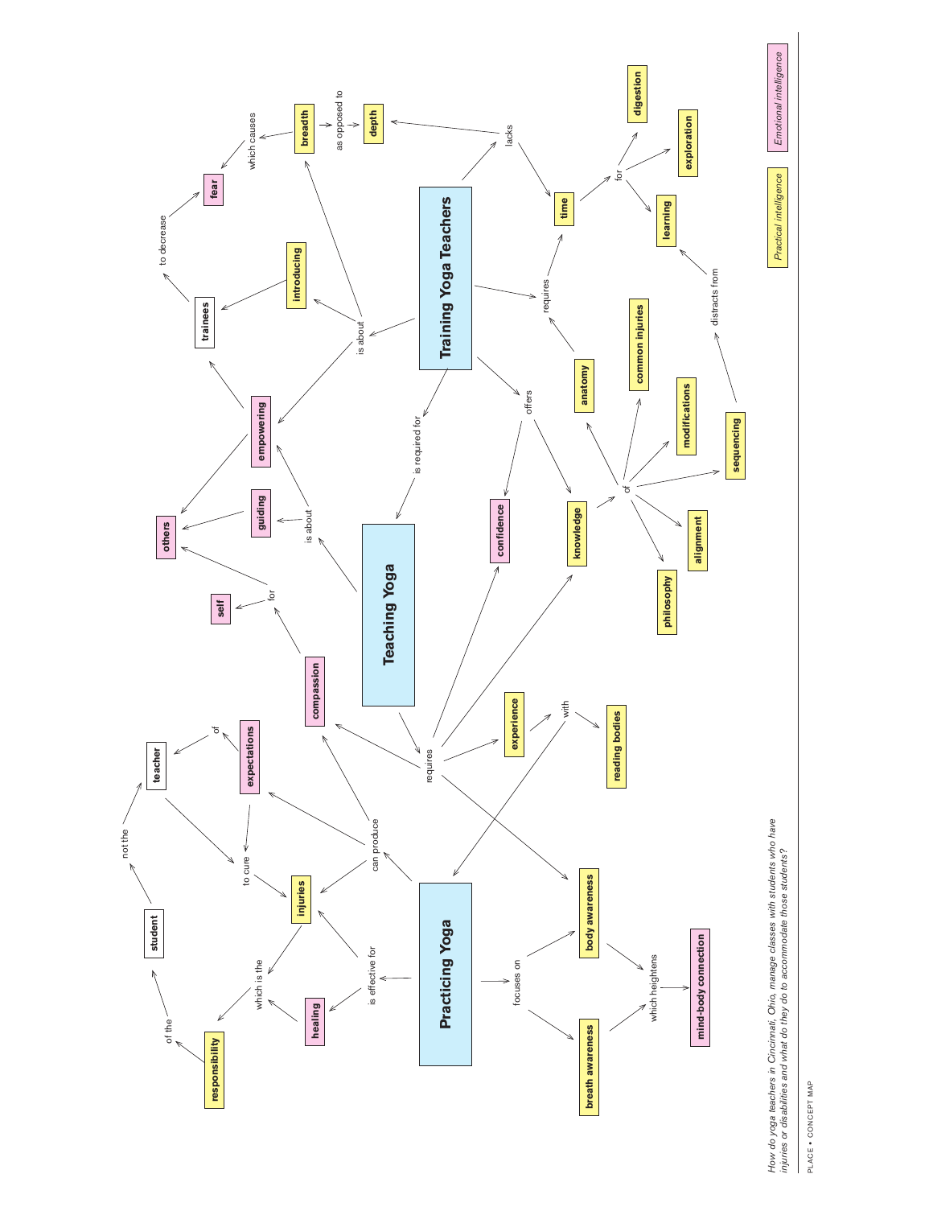**Concept map**

- **Training Yoga Teachers**
  - is required for **Teaching Yoga**
  - is about **introducing trainees** to decrease **fear**
  - is about **breadth**, which causes **fear**; **breadth** as opposed to **depth**
  - is about **empowering others**
  - lacks **depth**
  - lacks **time**
  - requires **time**; **anatomy** requires **time**
  - **time** for **digestion**, **exploration**, **learning**
  - **sequencing** distracts from **learning**
  - offers **confidence**
  - offers **knowledge** of **anatomy**, **common injuries**, **modifications**, **sequencing**, **alignment**, **philosophy**
- **Teaching Yoga**
  - is about **guiding** and **empowering others**
  - requires **compassion**, **confidence**, **knowledge**, **experience**, **body awareness**
  - **experience** with **reading bodies** and **Practicing Yoga**
  - **compassion** for **self** and **others**
- **Practicing Yoga**
  - can produce **compassion**, **expectations**, **injuries**
  - **expectations** of the **teacher**
  - **expectations** to cure **injuries**; **teacher** to cure **injuries**
  - is effective for **healing** and **injuries**
  - **injuries** and **healing**, which is the **responsibility** of the **student**, not the **teacher**
  - focuses on **body awareness** and **breath awareness**, which heightens **mind-body connection**

*Practical intelligence*

*Emotional intelligence*

*How do yoga teachers in Cincinnati, Ohio, manage classes with students who have injuries or disabilities and what do they do to accommodate those students?*

PLACE • CONCEPT MAP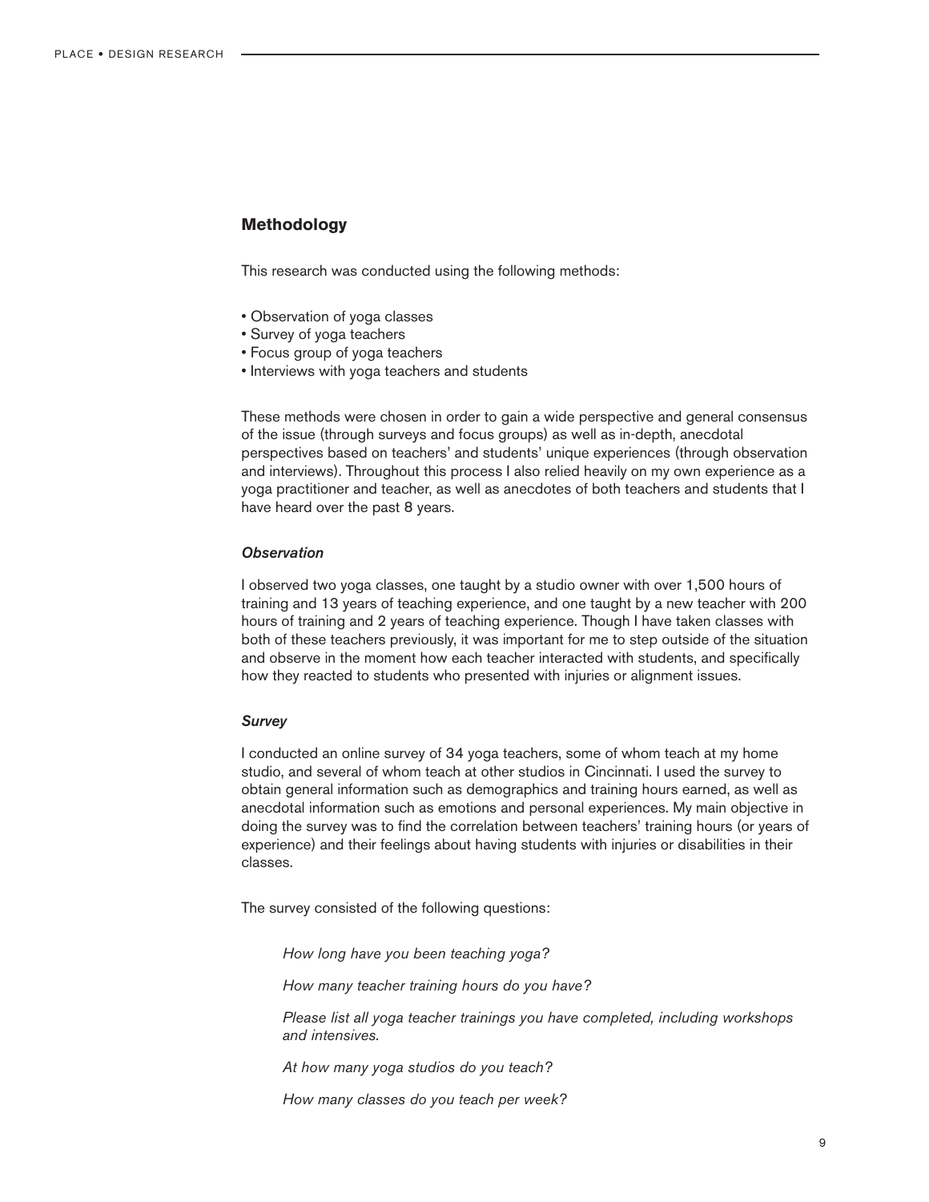## Methodology

This research was conducted using the following methods:

- Observation of yoga classes
- Survey of yoga teachers
- Focus group of yoga teachers
- Interviews with yoga teachers and students

These methods were chosen in order to gain a wide perspective and general consensus of the issue (through surveys and focus groups) as well as in-depth, anecdotal perspectives based on teachers' and students' unique experiences (through observation and interviews). Throughout this process I also relied heavily on my own experience as a yoga practitioner and teacher, as well as anecdotes of both teachers and students that I have heard over the past 8 years.

### *Observation*

I observed two yoga classes, one taught by a studio owner with over 1,500 hours of training and 13 years of teaching experience, and one taught by a new teacher with 200 hours of training and 2 years of teaching experience. Though I have taken classes with both of these teachers previously, it was important for me to step outside of the situation and observe in the moment how each teacher interacted with students, and specifically how they reacted to students who presented with injuries or alignment issues.

### *Survey*

I conducted an online survey of 34 yoga teachers, some of whom teach at my home studio, and several of whom teach at other studios in Cincinnati. I used the survey to obtain general information such as demographics and training hours earned, as well as anecdotal information such as emotions and personal experiences. My main objective in doing the survey was to find the correlation between teachers' training hours (or years of experience) and their feelings about having students with injuries or disabilities in their classes.

The survey consisted of the following questions:

> *How long have you been teaching yoga?*
>
> *How many teacher training hours do you have?*
>
> *Please list all yoga teacher trainings you have completed, including workshops and intensives.*
>
> *At how many yoga studios do you teach?*
>
> *How many classes do you teach per week?*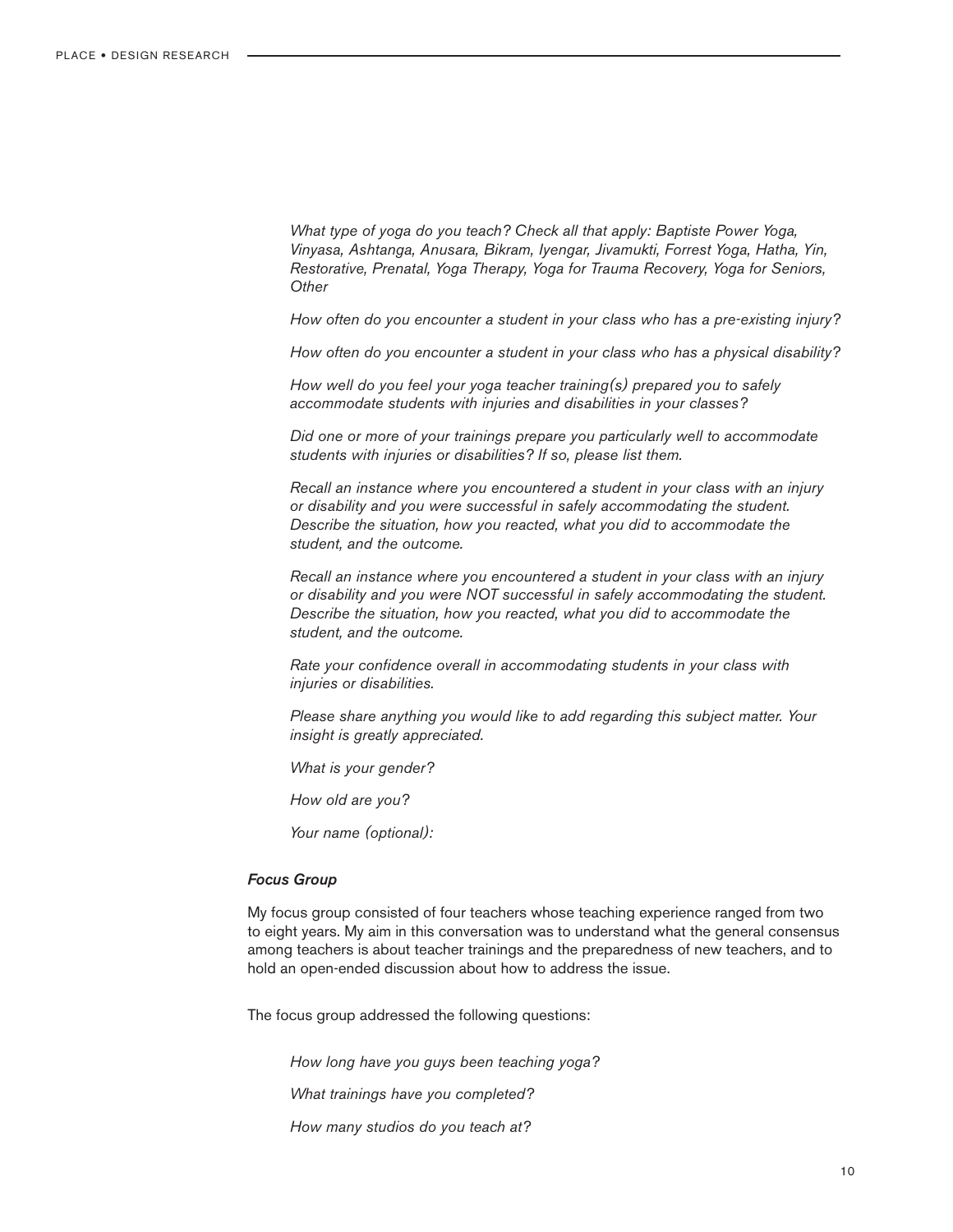*What type of yoga do you teach? Check all that apply: Baptiste Power Yoga, Vinyasa, Ashtanga, Anusara, Bikram, Iyengar, Jivamukti, Forrest Yoga, Hatha, Yin, Restorative, Prenatal, Yoga Therapy, Yoga for Trauma Recovery, Yoga for Seniors, Other*

*How often do you encounter a student in your class who has a pre-existing injury?*

*How often do you encounter a student in your class who has a physical disability?*

*How well do you feel your yoga teacher training(s) prepared you to safely accommodate students with injuries and disabilities in your classes?*

*Did one or more of your trainings prepare you particularly well to accommodate students with injuries or disabilities? If so, please list them.*

*Recall an instance where you encountered a student in your class with an injury or disability and you were successful in safely accommodating the student. Describe the situation, how you reacted, what you did to accommodate the student, and the outcome.*

*Recall an instance where you encountered a student in your class with an injury or disability and you were NOT successful in safely accommodating the student. Describe the situation, how you reacted, what you did to accommodate the student, and the outcome.*

*Rate your confidence overall in accommodating students in your class with injuries or disabilities.*

*Please share anything you would like to add regarding this subject matter. Your insight is greatly appreciated.*

*What is your gender?*

*How old are you?*

*Your name (optional):*

### *Focus Group*

My focus group consisted of four teachers whose teaching experience ranged from two to eight years. My aim in this conversation was to understand what the general consensus among teachers is about teacher trainings and the preparedness of new teachers, and to hold an open-ended discussion about how to address the issue.

The focus group addressed the following questions:

*How long have you guys been teaching yoga?*

*What trainings have you completed?*

*How many studios do you teach at?*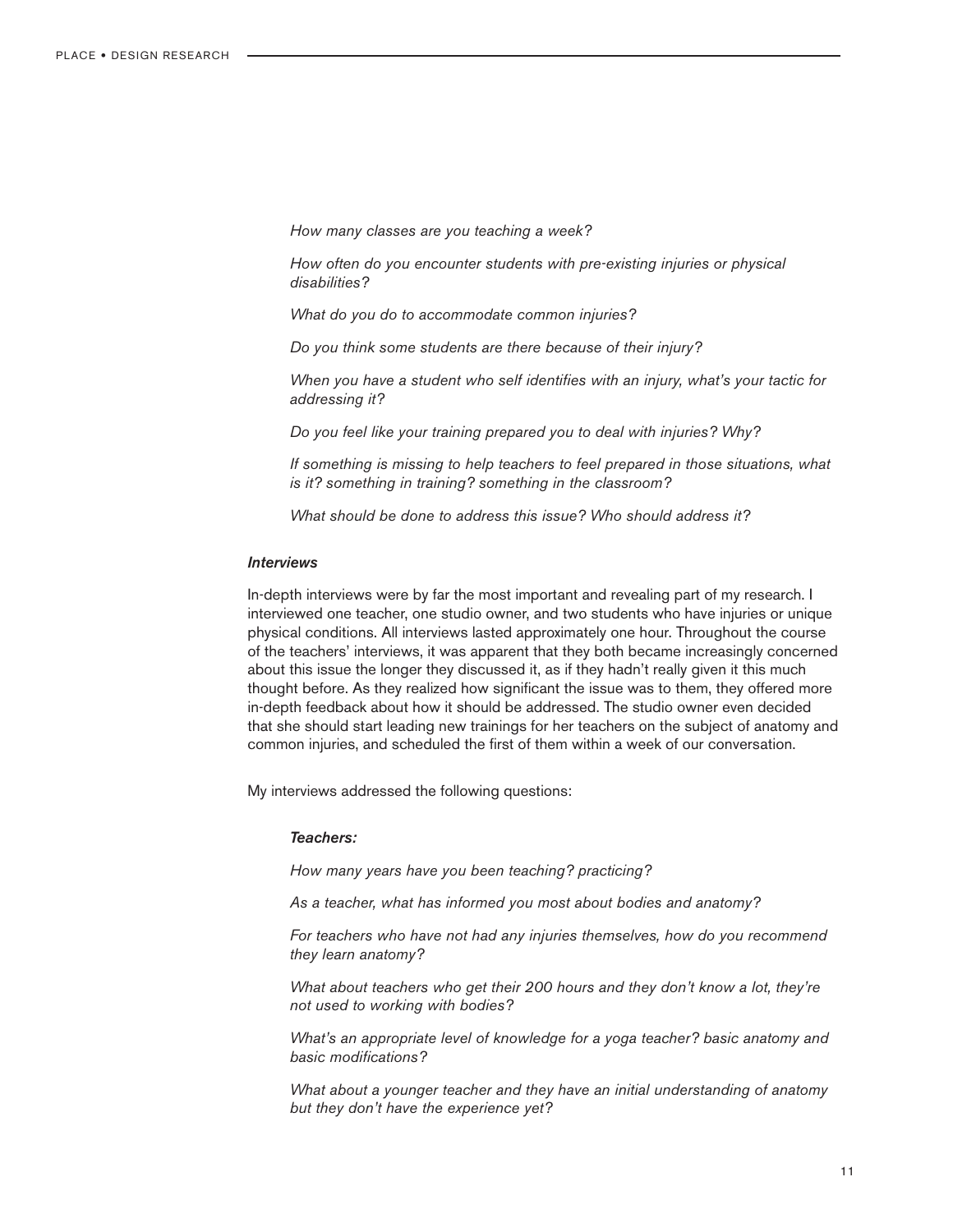*How many classes are you teaching a week?*

*How often do you encounter students with pre-existing injuries or physical disabilities?*

*What do you do to accommodate common injuries?*

*Do you think some students are there because of their injury?*

*When you have a student who self identifies with an injury, what's your tactic for addressing it?*

*Do you feel like your training prepared you to deal with injuries? Why?*

*If something is missing to help teachers to feel prepared in those situations, what is it? something in training? something in the classroom?*

*What should be done to address this issue? Who should address it?*

### *Interviews*

In-depth interviews were by far the most important and revealing part of my research. I interviewed one teacher, one studio owner, and two students who have injuries or unique physical conditions. All interviews lasted approximately one hour. Throughout the course of the teachers' interviews, it was apparent that they both became increasingly concerned about this issue the longer they discussed it, as if they hadn't really given it this much thought before. As they realized how significant the issue was to them, they offered more in-depth feedback about how it should be addressed. The studio owner even decided that she should start leading new trainings for her teachers on the subject of anatomy and common injuries, and scheduled the first of them within a week of our conversation.

My interviews addressed the following questions:

***Teachers:***

*How many years have you been teaching? practicing?*

*As a teacher, what has informed you most about bodies and anatomy?*

*For teachers who have not had any injuries themselves, how do you recommend they learn anatomy?*

*What about teachers who get their 200 hours and they don't know a lot, they're not used to working with bodies?*

*What's an appropriate level of knowledge for a yoga teacher? basic anatomy and basic modifications?*

*What about a younger teacher and they have an initial understanding of anatomy but they don't have the experience yet?*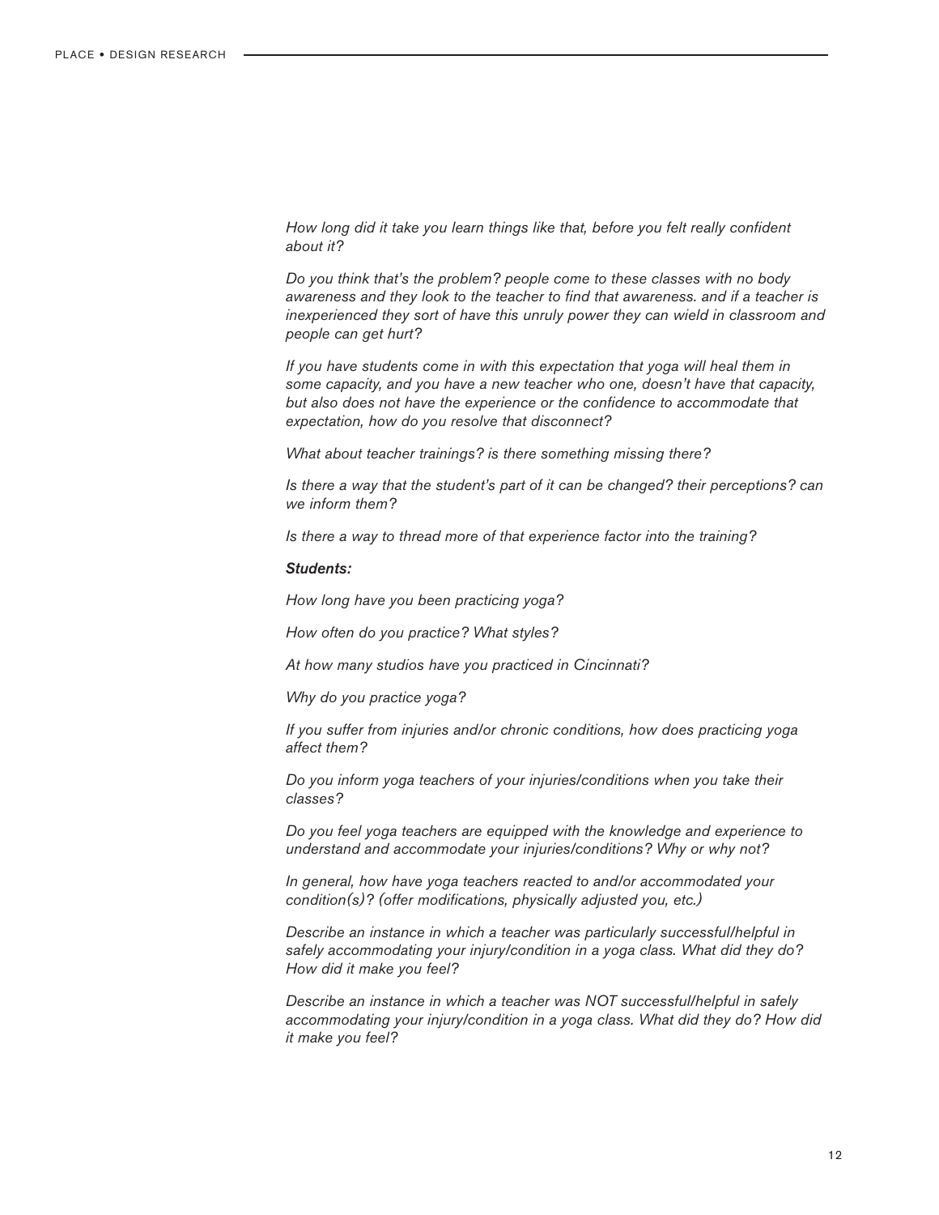*How long did it take you learn things like that, before you felt really confident about it?*

*Do you think that's the problem? people come to these classes with no body awareness and they look to the teacher to find that awareness. and if a teacher is inexperienced they sort of have this unruly power they can wield in classroom and people can get hurt?*

*If you have students come in with this expectation that yoga will heal them in some capacity, and you have a new teacher who one, doesn't have that capacity, but also does not have the experience or the confidence to accommodate that expectation, how do you resolve that disconnect?*

*What about teacher trainings? is there something missing there?*

*Is there a way that the student's part of it can be changed? their perceptions? can we inform them?*

*Is there a way to thread more of that experience factor into the training?*

***Students:***

*How long have you been practicing yoga?*

*How often do you practice? What styles?*

*At how many studios have you practiced in Cincinnati?*

*Why do you practice yoga?*

*If you suffer from injuries and/or chronic conditions, how does practicing yoga affect them?*

*Do you inform yoga teachers of your injuries/conditions when you take their classes?*

*Do you feel yoga teachers are equipped with the knowledge and experience to understand and accommodate your injuries/conditions? Why or why not?*

*In general, how have yoga teachers reacted to and/or accommodated your condition(s)? (offer modifications, physically adjusted you, etc.)*

*Describe an instance in which a teacher was particularly successful/helpful in safely accommodating your injury/condition in a yoga class. What did they do? How did it make you feel?*

*Describe an instance in which a teacher was NOT successful/helpful in safely accommodating your injury/condition in a yoga class. What did they do? How did it make you feel?*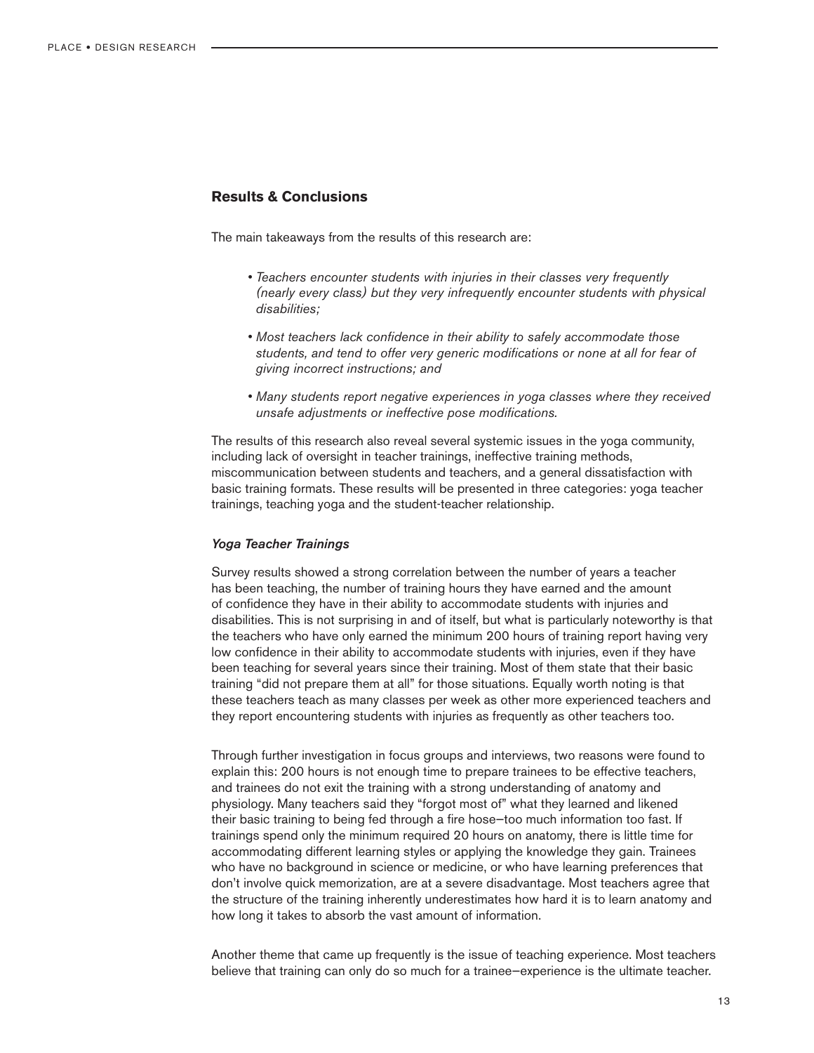## Results & Conclusions

The main takeaways from the results of this research are:

- *Teachers encounter students with injuries in their classes very frequently (nearly every class) but they very infrequently encounter students with physical disabilities;*
- *Most teachers lack confidence in their ability to safely accommodate those students, and tend to offer very generic modifications or none at all for fear of giving incorrect instructions; and*
- *Many students report negative experiences in yoga classes where they received unsafe adjustments or ineffective pose modifications.*

The results of this research also reveal several systemic issues in the yoga community, including lack of oversight in teacher trainings, ineffective training methods, miscommunication between students and teachers, and a general dissatisfaction with basic training formats. These results will be presented in three categories: yoga teacher trainings, teaching yoga and the student-teacher relationship.

### *Yoga Teacher Trainings*

Survey results showed a strong correlation between the number of years a teacher has been teaching, the number of training hours they have earned and the amount of confidence they have in their ability to accommodate students with injuries and disabilities. This is not surprising in and of itself, but what is particularly noteworthy is that the teachers who have only earned the minimum 200 hours of training report having very low confidence in their ability to accommodate students with injuries, even if they have been teaching for several years since their training. Most of them state that their basic training "did not prepare them at all" for those situations. Equally worth noting is that these teachers teach as many classes per week as other more experienced teachers and they report encountering students with injuries as frequently as other teachers too.

Through further investigation in focus groups and interviews, two reasons were found to explain this: 200 hours is not enough time to prepare trainees to be effective teachers, and trainees do not exit the training with a strong understanding of anatomy and physiology. Many teachers said they "forgot most of" what they learned and likened their basic training to being fed through a fire hose—too much information too fast. If trainings spend only the minimum required 20 hours on anatomy, there is little time for accommodating different learning styles or applying the knowledge they gain. Trainees who have no background in science or medicine, or who have learning preferences that don't involve quick memorization, are at a severe disadvantage. Most teachers agree that the structure of the training inherently underestimates how hard it is to learn anatomy and how long it takes to absorb the vast amount of information.

Another theme that came up frequently is the issue of teaching experience. Most teachers believe that training can only do so much for a trainee—experience is the ultimate teacher.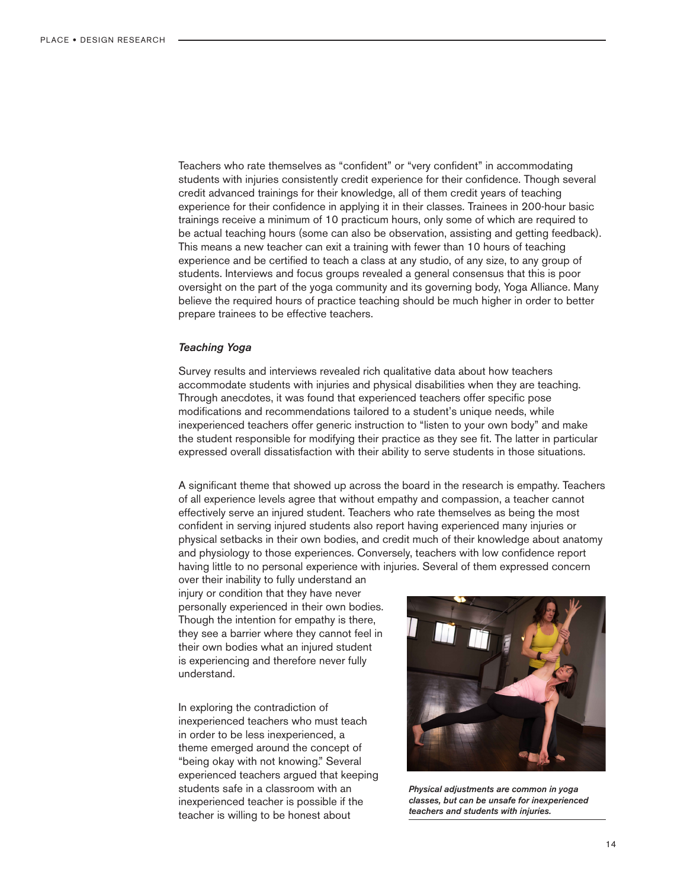Teachers who rate themselves as "confident" or "very confident" in accommodating students with injuries consistently credit experience for their confidence. Though several credit advanced trainings for their knowledge, all of them credit years of teaching experience for their confidence in applying it in their classes. Trainees in 200-hour basic trainings receive a minimum of 10 practicum hours, only some of which are required to be actual teaching hours (some can also be observation, assisting and getting feedback). This means a new teacher can exit a training with fewer than 10 hours of teaching experience and be certified to teach a class at any studio, of any size, to any group of students. Interviews and focus groups revealed a general consensus that this is poor oversight on the part of the yoga community and its governing body, Yoga Alliance. Many believe the required hours of practice teaching should be much higher in order to better prepare trainees to be effective teachers.

### *Teaching Yoga*

Survey results and interviews revealed rich qualitative data about how teachers accommodate students with injuries and physical disabilities when they are teaching. Through anecdotes, it was found that experienced teachers offer specific pose modifications and recommendations tailored to a student's unique needs, while inexperienced teachers offer generic instruction to "listen to your own body" and make the student responsible for modifying their practice as they see fit. The latter in particular expressed overall dissatisfaction with their ability to serve students in those situations.

A significant theme that showed up across the board in the research is empathy. Teachers of all experience levels agree that without empathy and compassion, a teacher cannot effectively serve an injured student. Teachers who rate themselves as being the most confident in serving injured students also report having experienced many injuries or physical setbacks in their own bodies, and credit much of their knowledge about anatomy and physiology to those experiences. Conversely, teachers with low confidence report having little to no personal experience with injuries. Several of them expressed concern over their inability to fully understand an injury or condition that they have never personally experienced in their own bodies. Though the intention for empathy is there, they see a barrier where they cannot feel in their own bodies what an injured student is experiencing and therefore never fully understand.

*Physical adjustments are common in yoga classes, but can be unsafe for inexperienced teachers and students with injuries.*

In exploring the contradiction of inexperienced teachers who must teach in order to be less inexperienced, a theme emerged around the concept of "being okay with not knowing." Several experienced teachers argued that keeping students safe in a classroom with an inexperienced teacher is possible if the teacher is willing to be honest about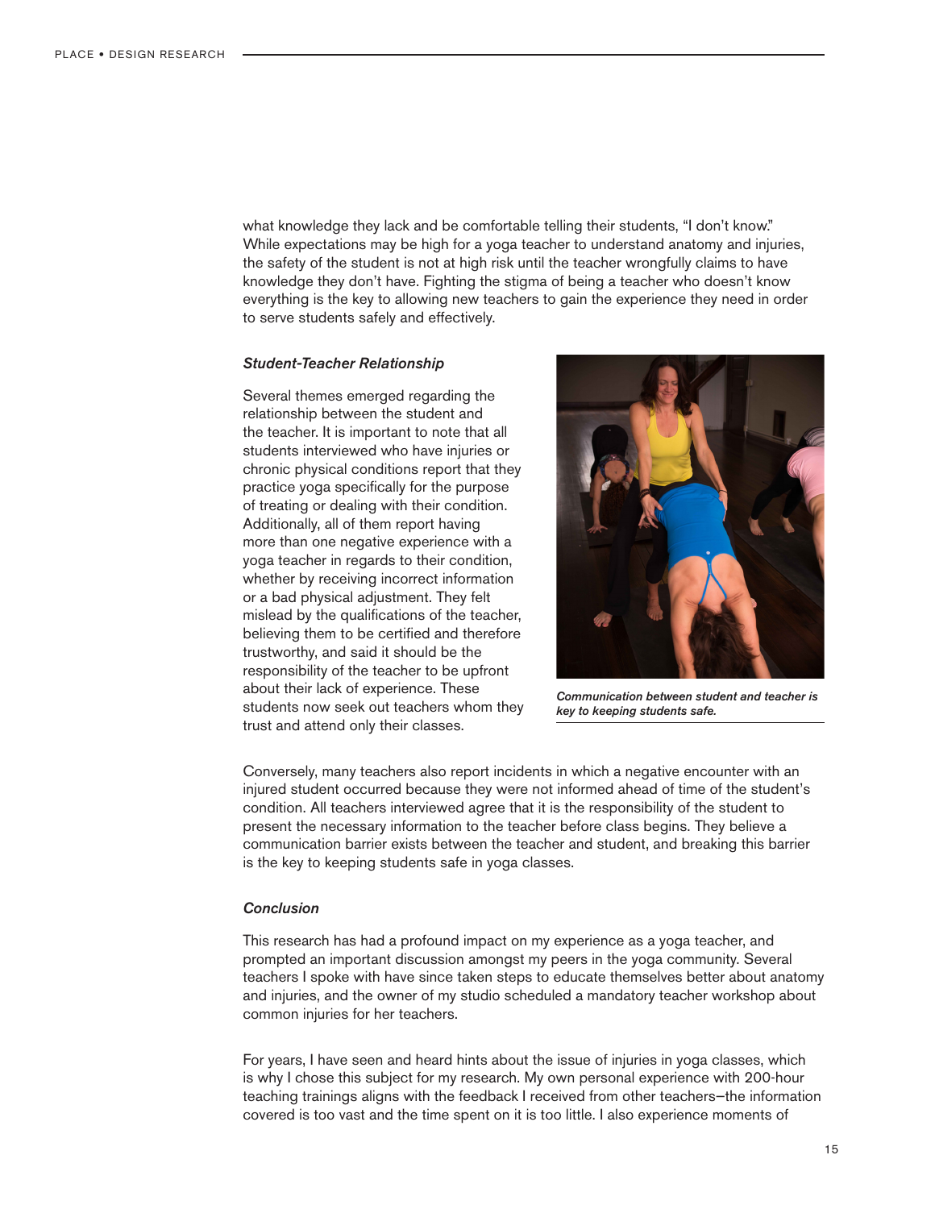what knowledge they lack and be comfortable telling their students, "I don't know." While expectations may be high for a yoga teacher to understand anatomy and injuries, the safety of the student is not at high risk until the teacher wrongfully claims to have knowledge they don't have. Fighting the stigma of being a teacher who doesn't know everything is the key to allowing new teachers to gain the experience they need in order to serve students safely and effectively.

### *Student-Teacher Relationship*

Several themes emerged regarding the relationship between the student and the teacher. It is important to note that all students interviewed who have injuries or chronic physical conditions report that they practice yoga specifically for the purpose of treating or dealing with their condition. Additionally, all of them report having more than one negative experience with a yoga teacher in regards to their condition, whether by receiving incorrect information or a bad physical adjustment. They felt mislead by the qualifications of the teacher, believing them to be certified and therefore trustworthy, and said it should be the responsibility of the teacher to be upfront about their lack of experience. These students now seek out teachers whom they trust and attend only their classes.

*Communication between student and teacher is key to keeping students safe.*

Conversely, many teachers also report incidents in which a negative encounter with an injured student occurred because they were not informed ahead of time of the student's condition. All teachers interviewed agree that it is the responsibility of the student to present the necessary information to the teacher before class begins. They believe a communication barrier exists between the teacher and student, and breaking this barrier is the key to keeping students safe in yoga classes.

### *Conclusion*

This research has had a profound impact on my experience as a yoga teacher, and prompted an important discussion amongst my peers in the yoga community. Several teachers I spoke with have since taken steps to educate themselves better about anatomy and injuries, and the owner of my studio scheduled a mandatory teacher workshop about common injuries for her teachers.

For years, I have seen and heard hints about the issue of injuries in yoga classes, which is why I chose this subject for my research. My own personal experience with 200-hour teaching trainings aligns with the feedback I received from other teachers–the information covered is too vast and the time spent on it is too little. I also experience moments of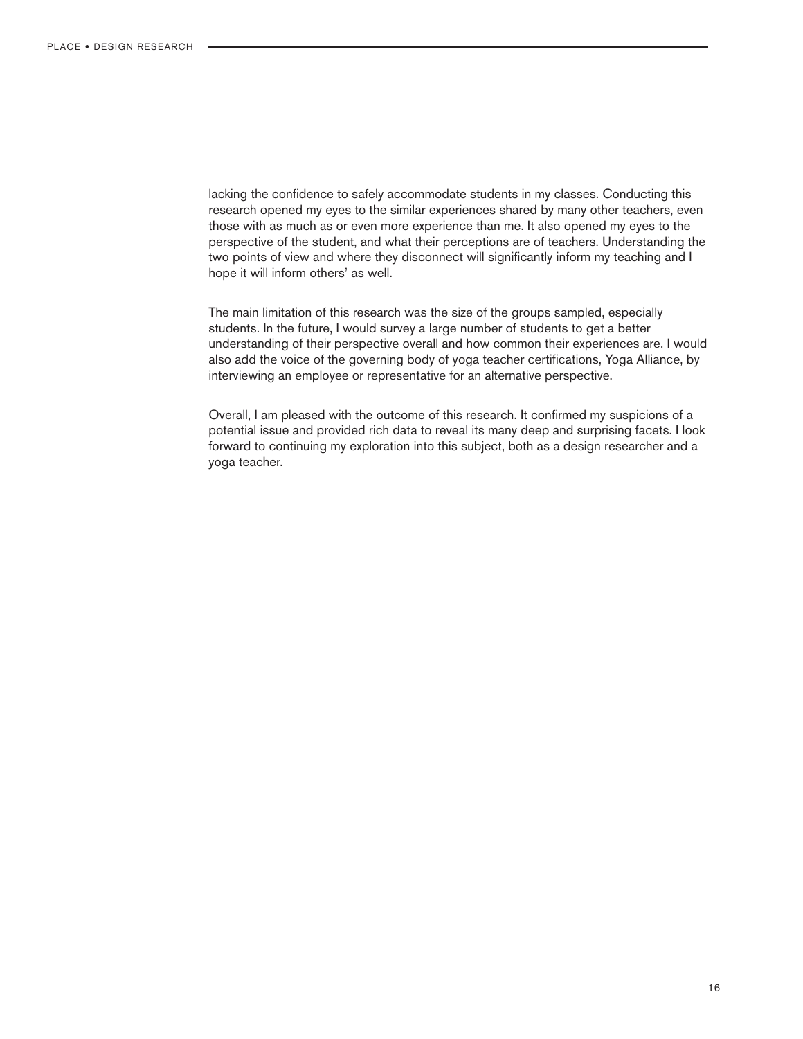lacking the confidence to safely accommodate students in my classes. Conducting this research opened my eyes to the similar experiences shared by many other teachers, even those with as much as or even more experience than me. It also opened my eyes to the perspective of the student, and what their perceptions are of teachers. Understanding the two points of view and where they disconnect will significantly inform my teaching and I hope it will inform others' as well.

The main limitation of this research was the size of the groups sampled, especially students. In the future, I would survey a large number of students to get a better understanding of their perspective overall and how common their experiences are. I would also add the voice of the governing body of yoga teacher certifications, Yoga Alliance, by interviewing an employee or representative for an alternative perspective.

Overall, I am pleased with the outcome of this research. It confirmed my suspicions of a potential issue and provided rich data to reveal its many deep and surprising facets. I look forward to continuing my exploration into this subject, both as a design researcher and a yoga teacher.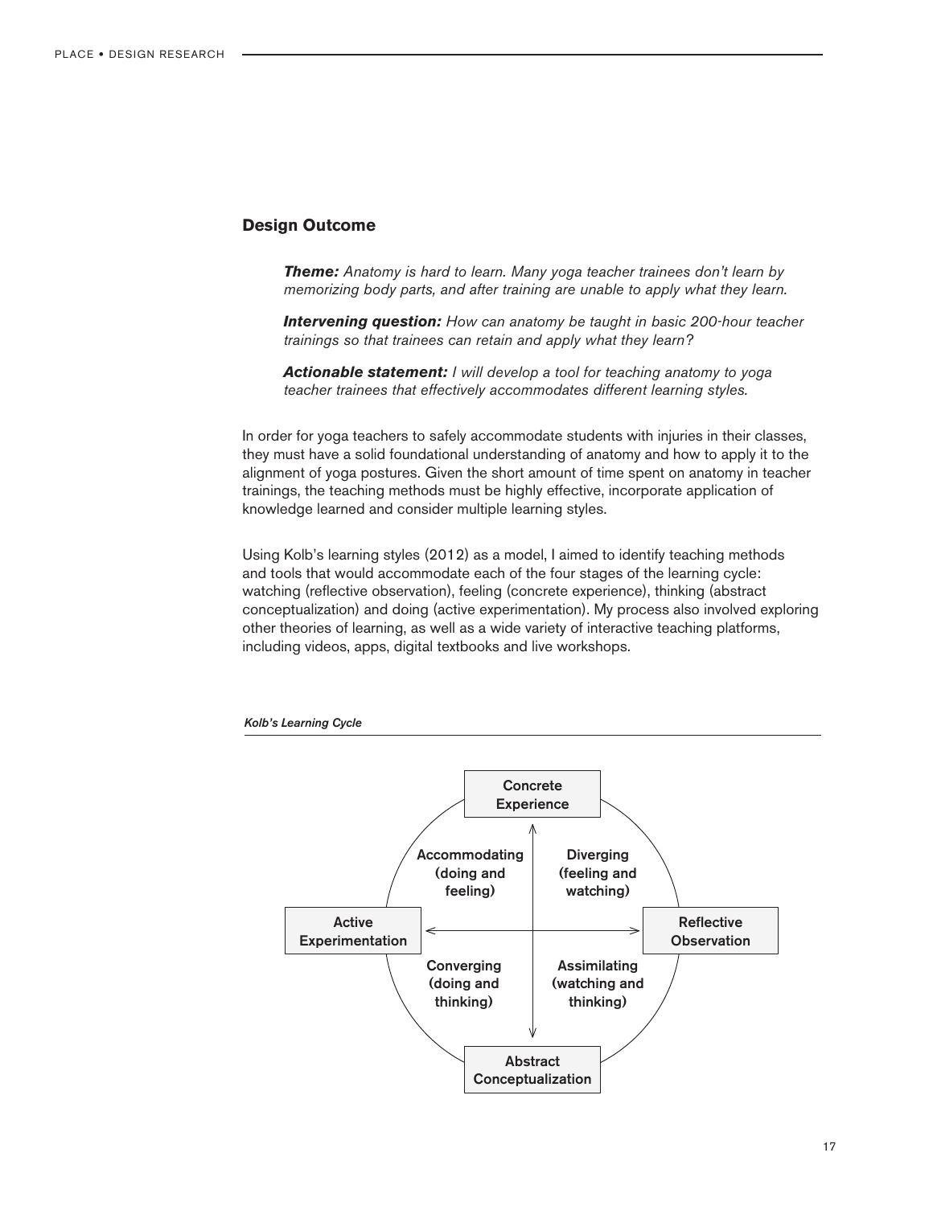## Design Outcome

> ***Theme:*** *Anatomy is hard to learn. Many yoga teacher trainees don't learn by memorizing body parts, and after training are unable to apply what they learn.*
>
> ***Intervening question:*** *How can anatomy be taught in basic 200-hour teacher trainings so that trainees can retain and apply what they learn?*
>
> ***Actionable statement:*** *I will develop a tool for teaching anatomy to yoga teacher trainees that effectively accommodates different learning styles.*

In order for yoga teachers to safely accommodate students with injuries in their classes, they must have a solid foundational understanding of anatomy and how to apply it to the alignment of yoga postures. Given the short amount of time spent on anatomy in teacher trainings, the teaching methods must be highly effective, incorporate application of knowledge learned and consider multiple learning styles.

Using Kolb's learning styles (2012) as a model, I aimed to identify teaching methods and tools that would accommodate each of the four stages of the learning cycle: watching (reflective observation), feeling (concrete experience), thinking (abstract conceptualization) and doing (active experimentation). My process also involved exploring other theories of learning, as well as a wide variety of interactive teaching platforms, including videos, apps, digital textbooks and live workshops.

***Kolb's Learning Cycle***

Concrete Experience

Accommodating (doing and feeling) | Diverging (feeling and watching)

Active Experimentation ⟷ Reflective Observation

Converging (doing and thinking) | Assimilating (watching and thinking)

Abstract Conceptualization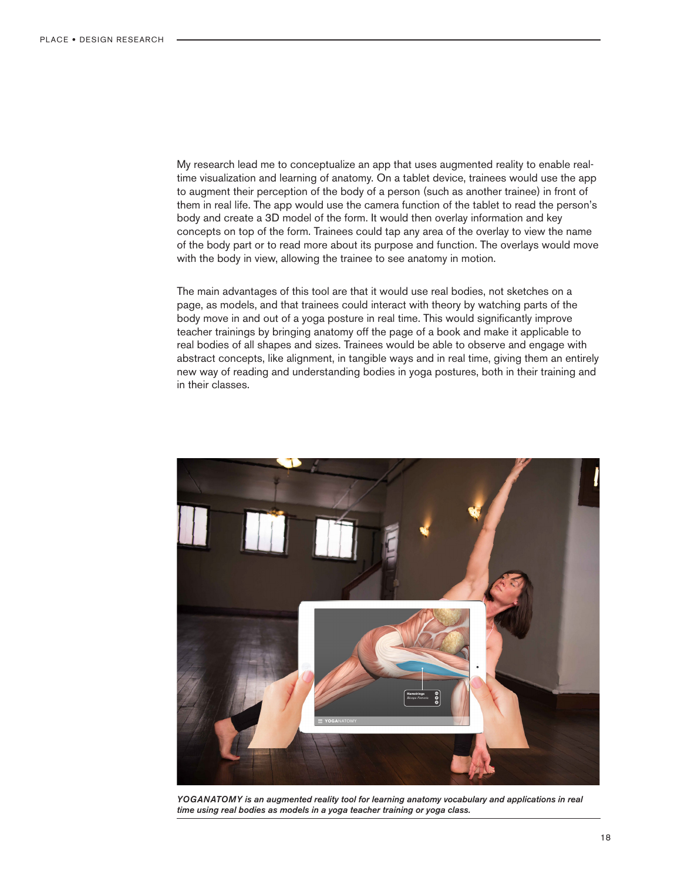My research lead me to conceptualize an app that uses augmented reality to enable real-time visualization and learning of anatomy. On a tablet device, trainees would use the app to augment their perception of the body of a person (such as another trainee) in front of them in real life. The app would use the camera function of the tablet to read the person's body and create a 3D model of the form. It would then overlay information and key concepts on top of the form. Trainees could tap any area of the overlay to view the name of the body part or to read more about its purpose and function. The overlays would move with the body in view, allowing the trainee to see anatomy in motion.

The main advantages of this tool are that it would use real bodies, not sketches on a page, as models, and that trainees could interact with theory by watching parts of the body move in and out of a yoga posture in real time. This would significantly improve teacher trainings by bringing anatomy off the page of a book and make it applicable to real bodies of all shapes and sizes. Trainees would be able to observe and engage with abstract concepts, like alignment, in tangible ways and in real time, giving them an entirely new way of reading and understanding bodies in yoga postures, both in their training and in their classes.

***YOGANATOMY is an augmented reality tool for learning anatomy vocabulary and applications in real time using real bodies as models in a yoga teacher training or yoga class.***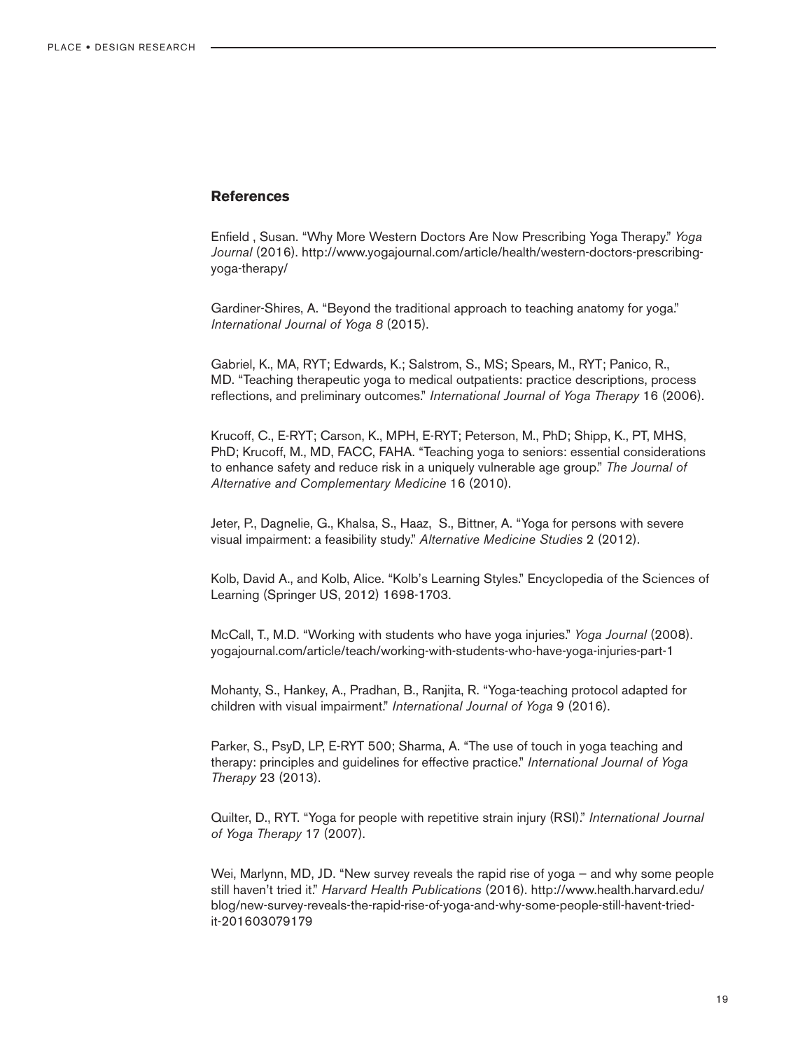## References

Enfield , Susan. "Why More Western Doctors Are Now Prescribing Yoga Therapy." *Yoga Journal* (2016). http://www.yogajournal.com/article/health/western-doctors-prescribing-yoga-therapy/

Gardiner-Shires, A. "Beyond the traditional approach to teaching anatomy for yoga." *International Journal of Yoga 8* (2015).

Gabriel, K., MA, RYT; Edwards, K.; Salstrom, S., MS; Spears, M., RYT; Panico, R., MD. "Teaching therapeutic yoga to medical outpatients: practice descriptions, process reflections, and preliminary outcomes." *International Journal of Yoga Therapy* 16 (2006).

Krucoff, C., E-RYT; Carson, K., MPH, E-RYT; Peterson, M., PhD; Shipp, K., PT, MHS, PhD; Krucoff, M., MD, FACC, FAHA. "Teaching yoga to seniors: essential considerations to enhance safety and reduce risk in a uniquely vulnerable age group." *The Journal of Alternative and Complementary Medicine* 16 (2010).

Jeter, P., Dagnelie, G., Khalsa, S., Haaz, S., Bittner, A. "Yoga for persons with severe visual impairment: a feasibility study." *Alternative Medicine Studies* 2 (2012).

Kolb, David A., and Kolb, Alice. "Kolb's Learning Styles." Encyclopedia of the Sciences of Learning (Springer US, 2012) 1698-1703.

McCall, T., M.D. "Working with students who have yoga injuries." *Yoga Journal* (2008). yogajournal.com/article/teach/working-with-students-who-have-yoga-injuries-part-1

Mohanty, S., Hankey, A., Pradhan, B., Ranjita, R. "Yoga-teaching protocol adapted for children with visual impairment." *International Journal of Yoga* 9 (2016).

Parker, S., PsyD, LP, E-RYT 500; Sharma, A. "The use of touch in yoga teaching and therapy: principles and guidelines for effective practice." *International Journal of Yoga Therapy* 23 (2013).

Quilter, D., RYT. "Yoga for people with repetitive strain injury (RSI)." *International Journal of Yoga Therapy* 17 (2007).

Wei, Marlynn, MD, JD. "New survey reveals the rapid rise of yoga – and why some people still haven't tried it." *Harvard Health Publications* (2016). http://www.health.harvard.edu/blog/new-survey-reveals-the-rapid-rise-of-yoga-and-why-some-people-still-havent-tried-it-201603079179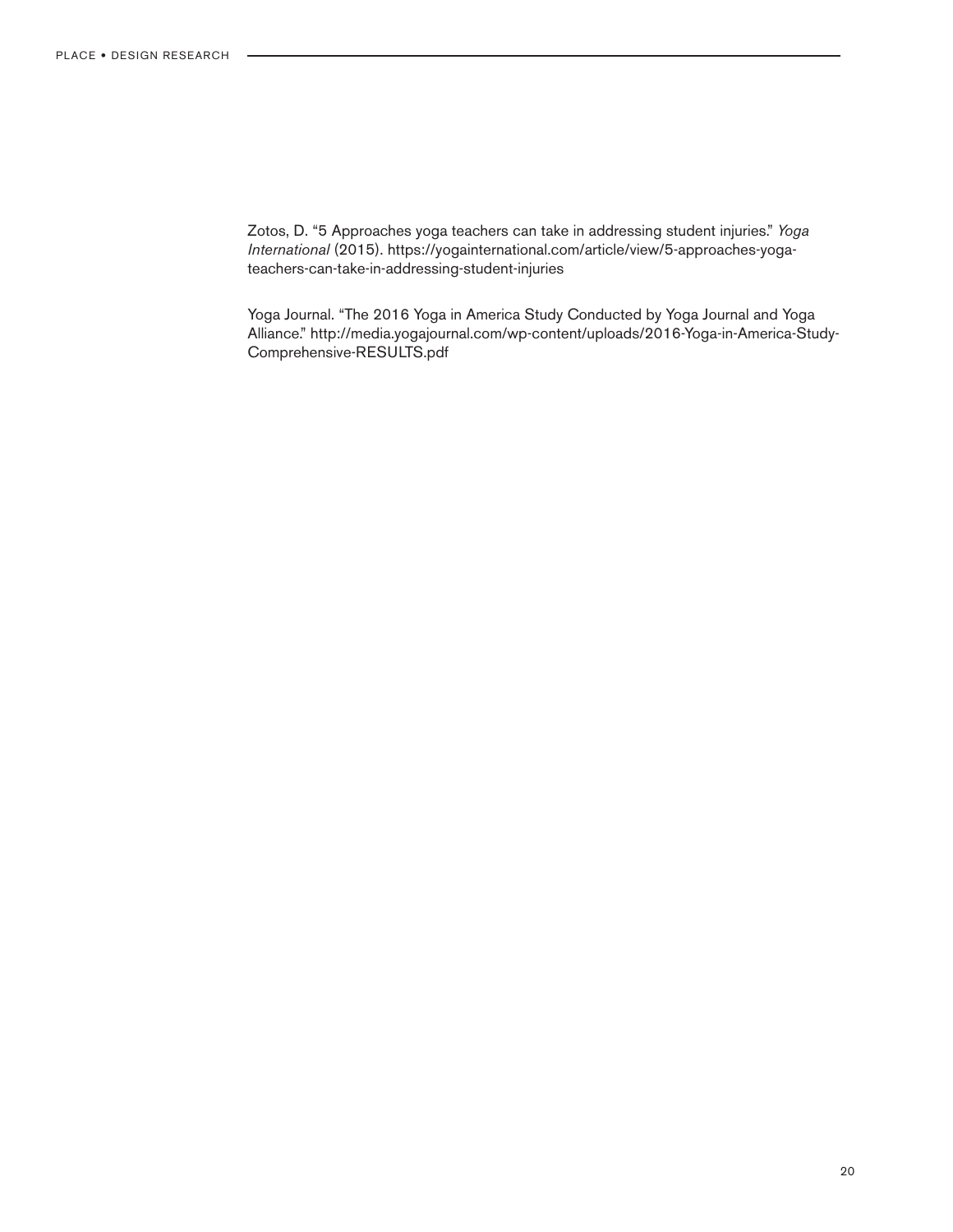Zotos, D. “5 Approaches yoga teachers can take in addressing student injuries.” *Yoga International* (2015). https://yogainternational.com/article/view/5-approaches-yoga-teachers-can-take-in-addressing-student-injuries

Yoga Journal. “The 2016 Yoga in America Study Conducted by Yoga Journal and Yoga Alliance.” http://media.yogajournal.com/wp-content/uploads/2016-Yoga-in-America-Study-Comprehensive-RESULTS.pdf